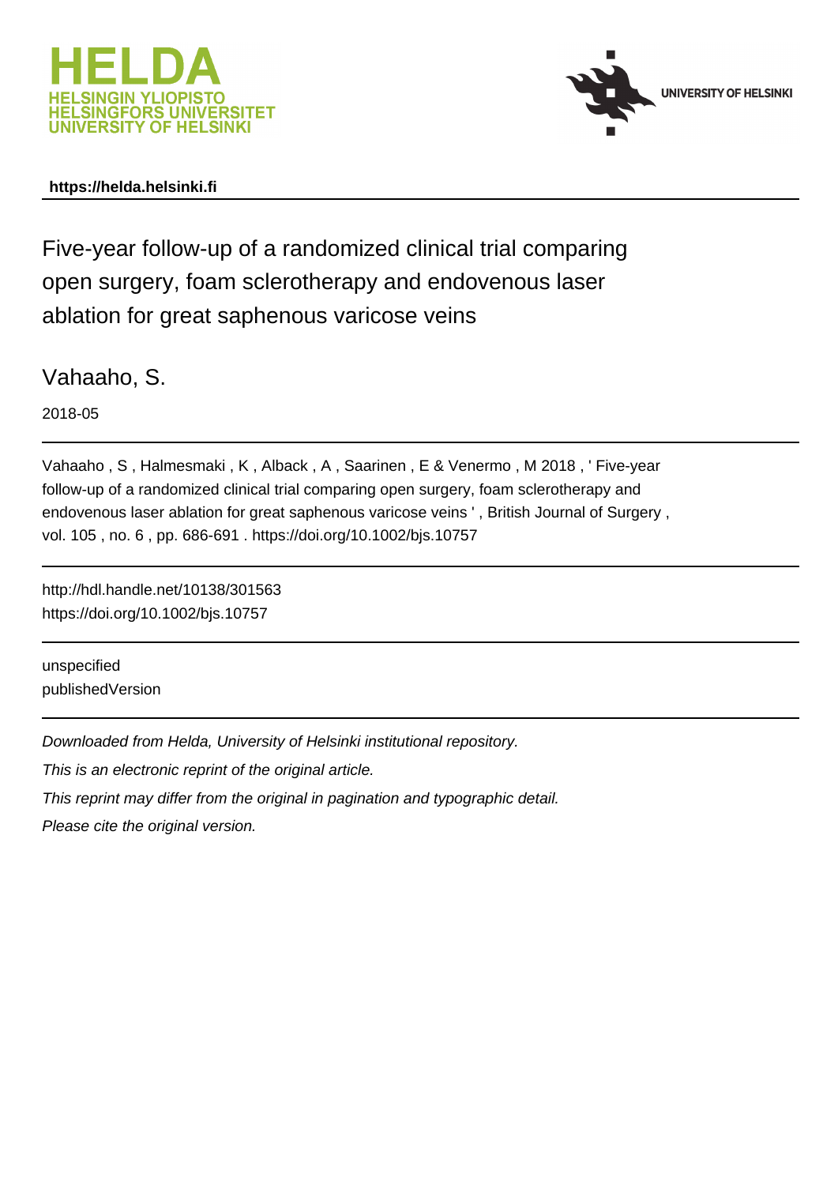HELDA
HELSINGIN YLIOPISTO
HELSINGFORS UNIVERSITET
UNIVERSITY OF HELSINKI

UNIVERSITY OF HELSINKI

**https://helda.helsinki.fi**

# Five-year follow-up of a randomized clinical trial comparing open surgery, foam sclerotherapy and endovenous laser ablation for great saphenous varicose veins

Vahaaho, S.

2018-05

Vahaaho , S , Halmesmaki , K , Alback , A , Saarinen , E & Venermo , M 2018 , ' Five-year follow-up of a randomized clinical trial comparing open surgery, foam sclerotherapy and endovenous laser ablation for great saphenous varicose veins ' , British Journal of Surgery , vol. 105 , no. 6 , pp. 686-691 . https://doi.org/10.1002/bjs.10757

http://hdl.handle.net/10138/301563
https://doi.org/10.1002/bjs.10757

unspecified
publishedVersion

*Downloaded from Helda, University of Helsinki institutional repository.*

*This is an electronic reprint of the original article.*

*This reprint may differ from the original in pagination and typographic detail.*

*Please cite the original version.*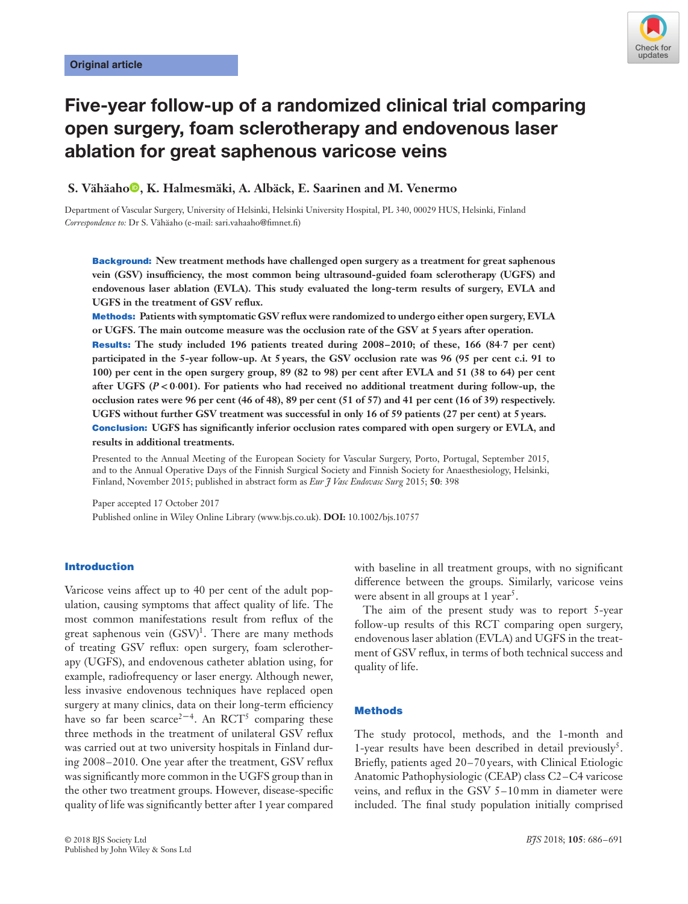Original article

# Five-year follow-up of a randomized clinical trial comparing open surgery, foam sclerotherapy and endovenous laser ablation for great saphenous varicose veins

**S. Vähäaho, K. Halmesmäki, A. Albäck, E. Saarinen and M. Venermo**

Department of Vascular Surgery, University of Helsinki, Helsinki University Hospital, PL 340, 00029 HUS, Helsinki, Finland
*Correspondence to:* Dr S. Vähäaho (e-mail: sari.vahaaho@fimnet.fi)

**Background:** New treatment methods have challenged open surgery as a treatment for great saphenous vein (GSV) insufficiency, the most common being ultrasound-guided foam sclerotherapy (UGFS) and endovenous laser ablation (EVLA). This study evaluated the long-term results of surgery, EVLA and UGFS in the treatment of GSV reflux.

**Methods:** Patients with symptomatic GSV reflux were randomized to undergo either open surgery, EVLA or UGFS. The main outcome measure was the occlusion rate of the GSV at 5 years after operation.

**Results:** The study included 196 patients treated during 2008–2010; of these, 166 (84·7 per cent) participated in the 5-year follow-up. At 5 years, the GSV occlusion rate was 96 (95 per cent c.i. 91 to 100) per cent in the open surgery group, 89 (82 to 98) per cent after EVLA and 51 (38 to 64) per cent after UGFS ($P < 0{\cdot}001$). For patients who had received no additional treatment during follow-up, the occlusion rates were 96 per cent (46 of 48), 89 per cent (51 of 57) and 41 per cent (16 of 39) respectively. UGFS without further GSV treatment was successful in only 16 of 59 patients (27 per cent) at 5 years.

**Conclusion:** UGFS has significantly inferior occlusion rates compared with open surgery or EVLA, and results in additional treatments.

Presented to the Annual Meeting of the European Society for Vascular Surgery, Porto, Portugal, September 2015, and to the Annual Operative Days of the Finnish Surgical Society and Finnish Society for Anaesthesiology, Helsinki, Finland, November 2015; published in abstract form as *Eur J Vasc Endovasc Surg* 2015; **50**: 398

Paper accepted 17 October 2017
Published online in Wiley Online Library (www.bjs.co.uk). **DOI:** 10.1002/bjs.10757

## Introduction

Varicose veins affect up to 40 per cent of the adult population, causing symptoms that affect quality of life. The most common manifestations result from reflux of the great saphenous vein (GSV)[1]. There are many methods of treating GSV reflux: open surgery, foam sclerotherapy (UGFS), and endovenous catheter ablation using, for example, radiofrequency or laser energy. Although newer, less invasive endovenous techniques have replaced open surgery at many clinics, data on their long-term efficiency have so far been scarce[2–4]. An RCT[5] comparing these three methods in the treatment of unilateral GSV reflux was carried out at two university hospitals in Finland during 2008–2010. One year after the treatment, GSV reflux was significantly more common in the UGFS group than in the other two treatment groups. However, disease-specific quality of life was significantly better after 1 year compared with baseline in all treatment groups, with no significant difference between the groups. Similarly, varicose veins were absent in all groups at 1 year[5].

The aim of the present study was to report 5-year follow-up results of this RCT comparing open surgery, endovenous laser ablation (EVLA) and UGFS in the treatment of GSV reflux, in terms of both technical success and quality of life.

## Methods

The study protocol, methods, and the 1-month and 1-year results have been described in detail previously[5]. Briefly, patients aged 20–70 years, with Clinical Etiologic Anatomic Pathophysiologic (CEAP) class C2–C4 varicose veins, and reflux in the GSV 5–10 mm in diameter were included. The final study population initially comprised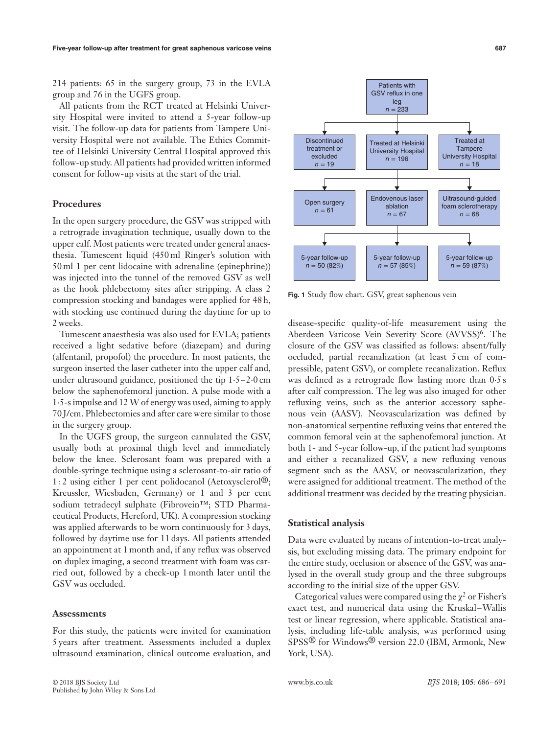214 patients: 65 in the surgery group, 73 in the EVLA group and 76 in the UGFS group.

All patients from the RCT treated at Helsinki University Hospital were invited to attend a 5-year follow-up visit. The follow-up data for patients from Tampere University Hospital were not available. The Ethics Committee of Helsinki University Central Hospital approved this follow-up study. All patients had provided written informed consent for follow-up visits at the start of the trial.

### Procedures

In the open surgery procedure, the GSV was stripped with a retrograde invagination technique, usually down to the upper calf. Most patients were treated under general anaesthesia. Tumescent liquid (450 ml Ringer's solution with 50 ml 1 per cent lidocaine with adrenaline (epinephrine)) was injected into the tunnel of the removed GSV as well as the hook phlebectomy sites after stripping. A class 2 compression stocking and bandages were applied for 48 h, with stocking use continued during the daytime for up to 2 weeks.

Tumescent anaesthesia was also used for EVLA; patients received a light sedative before (diazepam) and during (alfentanil, propofol) the procedure. In most patients, the surgeon inserted the laser catheter into the upper calf and, under ultrasound guidance, positioned the tip 1·5–2·0 cm below the saphenofemoral junction. A pulse mode with a 1·5-s impulse and 12 W of energy was used, aiming to apply 70 J/cm. Phlebectomies and after care were similar to those in the surgery group.

In the UGFS group, the surgeon cannulated the GSV, usually both at proximal thigh level and immediately below the knee. Sclerosant foam was prepared with a double-syringe technique using a sclerosant-to-air ratio of 1 : 2 using either 1 per cent polidocanol (Aetoxysclerol®; Kreussler, Wiesbaden, Germany) or 1 and 3 per cent sodium tetradecyl sulphate (Fibrovein™; STD Pharmaceutical Products, Hereford, UK). A compression stocking was applied afterwards to be worn continuously for 3 days, followed by daytime use for 11 days. All patients attended an appointment at 1 month and, if any reflux was observed on duplex imaging, a second treatment with foam was carried out, followed by a check-up 1 month later until the GSV was occluded.

### Assessments

For this study, the patients were invited for examination 5 years after treatment. Assessments included a duplex ultrasound examination, clinical outcome evaluation, and disease-specific quality-of-life measurement using the Aberdeen Varicose Vein Severity Score (AVVSS)[6]. The closure of the GSV was classified as follows: absent/fully occluded, partial recanalization (at least 5 cm of compressible, patent GSV), or complete recanalization. Reflux was defined as a retrograde flow lasting more than 0·5 s after calf compression. The leg was also imaged for other refluxing veins, such as the anterior accessory saphenous vein (AASV). Neovascularization was defined by non-anatomical serpentine refluxing veins that entered the common femoral vein at the saphenofemoral junction. At both 1- and 5-year follow-up, if the patient had symptoms and either a recanalized GSV, a new refluxing venous segment such as the AASV, or neovascularization, they were assigned for additional treatment. The method of the additional treatment was decided by the treating physician.

Patients with GSV reflux in one leg *n* = 233

Discontinued treatment or excluded *n* = 19 | Treated at Helsinki University Hospital *n* = 196 | Treated at Tampere University Hospital *n* = 18

Open surgery *n* = 61 | Endovenous laser ablation *n* = 67 | Ultrasound-guided foam sclerotherapy *n* = 68

5-year follow-up *n* = 50 (82%) | 5-year follow-up *n* = 57 (85%) | 5-year follow-up *n* = 59 (87%)

**Fig. 1** Study flow chart. GSV, great saphenous vein

### Statistical analysis

Data were evaluated by means of intention-to-treat analysis, but excluding missing data. The primary endpoint for the entire study, occlusion or absence of the GSV, was analysed in the overall study group and the three subgroups according to the initial size of the upper GSV.

Categorical values were compared using the $\chi^2$ or Fisher's exact test, and numerical data using the Kruskal–Wallis test or linear regression, where applicable. Statistical analysis, including life-table analysis, was performed using SPSS® for Windows® version 22.0 (IBM, Armonk, New York, USA).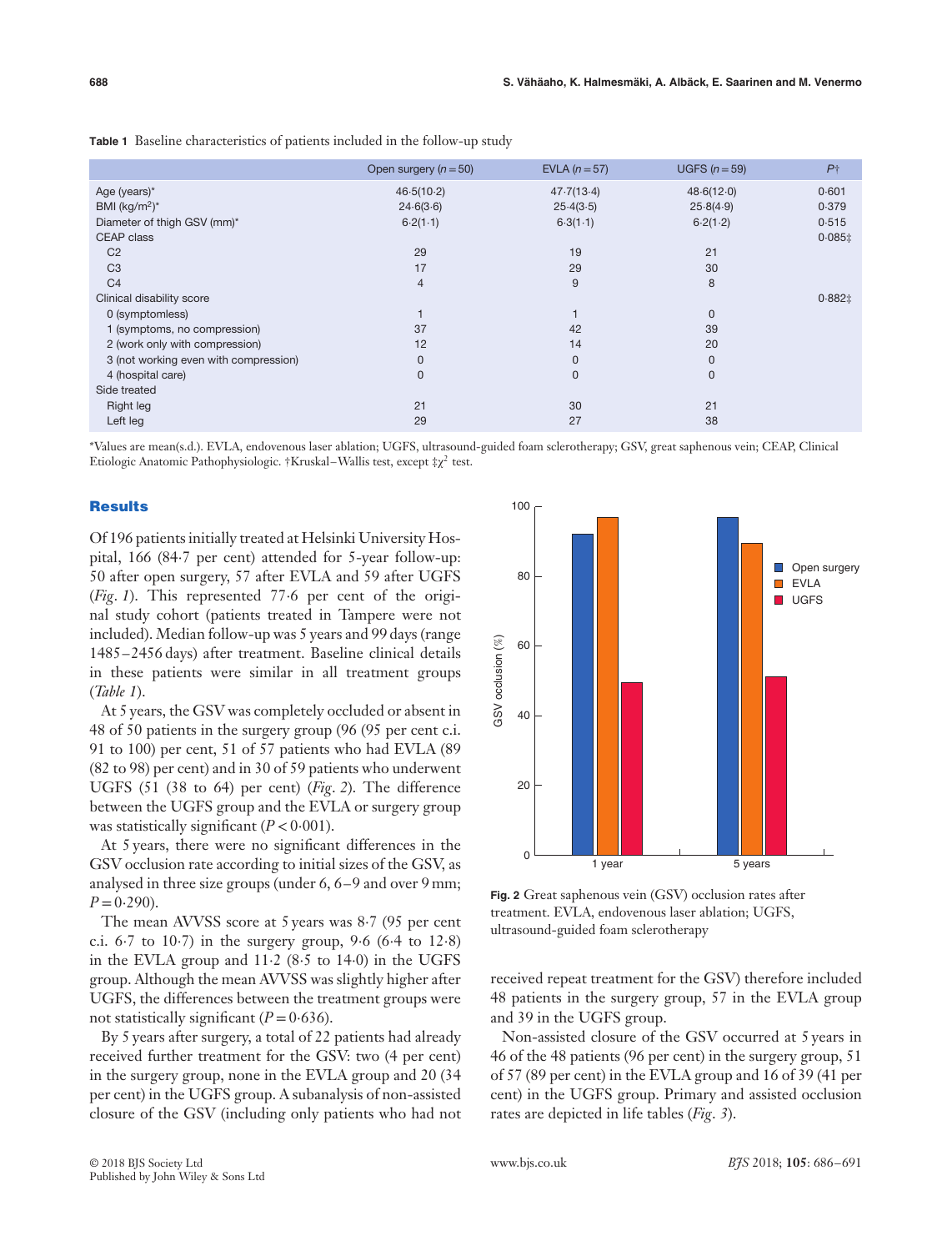**Table 1** Baseline characteristics of patients included in the follow-up study

| | Open surgery ($n = 50$) | EVLA ($n = 57$) | UGFS ($n = 59$) | $P$† |
|---|---|---|---|---|
| Age (years)* | 46·5(10·2) | 47·7(13·4) | 48·6(12·0) | 0·601 |
| BMI (kg/m$^2$)* | 24·6(3·6) | 25·4(3·5) | 25·8(4·9) | 0·379 |
| Diameter of thigh GSV (mm)* | 6·2(1·1) | 6·3(1·1) | 6·2(1·2) | 0·515 |
| CEAP class | | | | 0·085‡ |
| C2 | 29 | 19 | 21 | |
| C3 | 17 | 29 | 30 | |
| C4 | 4 | 9 | 8 | |
| Clinical disability score | | | | 0·882‡ |
| 0 (symptomless) | 1 | 1 | 0 | |
| 1 (symptoms, no compression) | 37 | 42 | 39 | |
| 2 (work only with compression) | 12 | 14 | 20 | |
| 3 (not working even with compression) | 0 | 0 | 0 | |
| 4 (hospital care) | 0 | 0 | 0 | |
| Side treated | | | | |
| Right leg | 21 | 30 | 21 | |
| Left leg | 29 | 27 | 38 | |

*Values are mean(s.d.). EVLA, endovenous laser ablation; UGFS, ultrasound-guided foam sclerotherapy; GSV, great saphenous vein; CEAP, Clinical Etiologic Anatomic Pathophysiologic. †Kruskal–Wallis test, except ‡$\chi^2$ test.

## Results

Of 196 patients initially treated at Helsinki University Hospital, 166 (84·7 per cent) attended for 5-year follow-up: 50 after open surgery, 57 after EVLA and 59 after UGFS (*Fig. 1*). This represented 77·6 per cent of the original study cohort (patients treated in Tampere were not included). Median follow-up was 5 years and 99 days (range 1485–2456 days) after treatment. Baseline clinical details in these patients were similar in all treatment groups (*Table 1*).

At 5 years, the GSV was completely occluded or absent in 48 of 50 patients in the surgery group (96 (95 per cent c.i. 91 to 100) per cent, 51 of 57 patients who had EVLA (89 (82 to 98) per cent) and in 30 of 59 patients who underwent UGFS (51 (38 to 64) per cent) (*Fig. 2*). The difference between the UGFS group and the EVLA or surgery group was statistically significant ($P < 0·001$).

At 5 years, there were no significant differences in the GSV occlusion rate according to initial sizes of the GSV, as analysed in three size groups (under 6, 6–9 and over 9 mm; $P = 0·290$).

The mean AVVSS score at 5 years was 8·7 (95 per cent c.i. 6·7 to 10·7) in the surgery group, 9·6 (6·4 to 12·8) in the EVLA group and 11·2 (8·5 to 14·0) in the UGFS group. Although the mean AVVSS was slightly higher after UGFS, the differences between the treatment groups were not statistically significant ($P = 0·636$).

By 5 years after surgery, a total of 22 patients had already received further treatment for the GSV: two (4 per cent) in the surgery group, none in the EVLA group and 20 (34 per cent) in the UGFS group. A subanalysis of non-assisted closure of the GSV (including only patients who had not received repeat treatment for the GSV) therefore included 48 patients in the surgery group, 57 in the EVLA group and 39 in the UGFS group.

**Fig. 2** Great saphenous vein (GSV) occlusion rates after treatment. EVLA, endovenous laser ablation; UGFS, ultrasound-guided foam sclerotherapy

Non-assisted closure of the GSV occurred at 5 years in 46 of the 48 patients (96 per cent) in the surgery group, 51 of 57 (89 per cent) in the EVLA group and 16 of 39 (41 per cent) in the UGFS group. Primary and assisted occlusion rates are depicted in life tables (*Fig. 3*).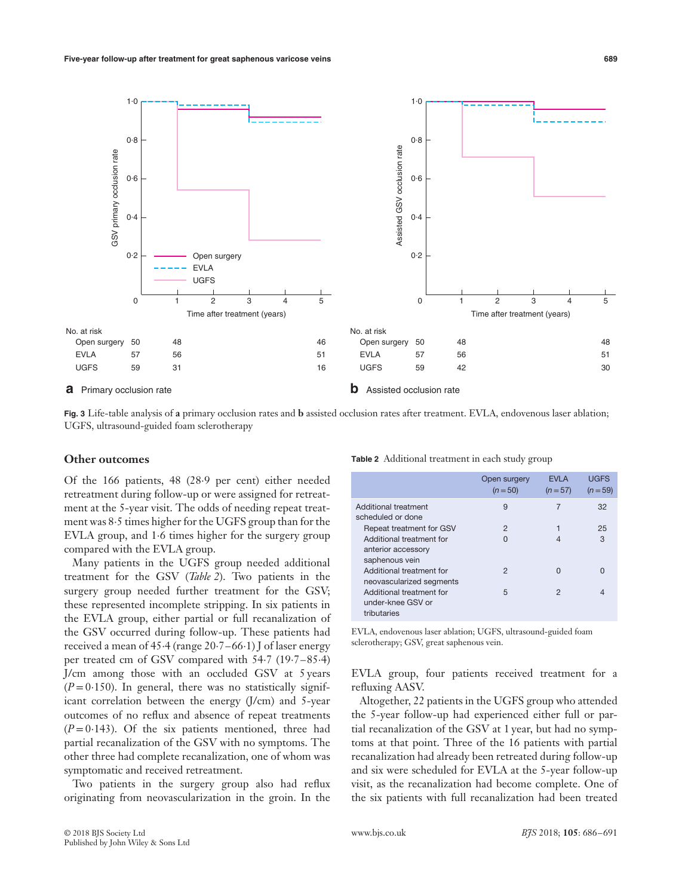No. at risk

| | 0 | 1 | 5 |
|---|---|---|---|
| Open surgery | 50 | 48 | 46 |
| EVLA | 57 | 56 | 51 |
| UGFS | 59 | 31 | 16 |

**a** Primary occlusion rate

No. at risk

| | 0 | 1 | 5 |
|---|---|---|---|
| Open surgery | 50 | 48 | 48 |
| EVLA | 57 | 56 | 51 |
| UGFS | 59 | 42 | 30 |

**b** Assisted occlusion rate

**Fig. 3** Life-table analysis of **a** primary occlusion rates and **b** assisted occlusion rates after treatment. EVLA, endovenous laser ablation; UGFS, ultrasound-guided foam sclerotherapy

## Other outcomes

Of the 166 patients, 48 (28·9 per cent) either needed retreatment during follow-up or were assigned for retreatment at the 5-year visit. The odds of needing repeat treatment was 8·5 times higher for the UGFS group than for the EVLA group, and 1·6 times higher for the surgery group compared with the EVLA group.

Many patients in the UGFS group needed additional treatment for the GSV (*Table 2*). Two patients in the surgery group needed further treatment for the GSV; these represented incomplete stripping. In six patients in the EVLA group, either partial or full recanalization of the GSV occurred during follow-up. These patients had received a mean of 45·4 (range 20·7–66·1) J of laser energy per treated cm of GSV compared with 54·7 (19·7–85·4) J/cm among those with an occluded GSV at 5 years ($P = 0·150$). In general, there was no statistically significant correlation between the energy (J/cm) and 5-year outcomes of no reflux and absence of repeat treatments ($P = 0·143$). Of the six patients mentioned, three had partial recanalization of the GSV with no symptoms. The other three had complete recanalization, one of whom was symptomatic and received retreatment.

Two patients in the surgery group also had reflux originating from neovascularization in the groin. In the EVLA group, four patients received treatment for a refluxing AASV.

Altogether, 22 patients in the UGFS group who attended the 5-year follow-up had experienced either full or partial recanalization of the GSV at 1 year, but had no symptoms at that point. Three of the 16 patients with partial recanalization had already been retreated during follow-up and six were scheduled for EVLA at the 5-year follow-up visit, as the recanalization had become complete. One of the six patients with full recanalization had been treated

**Table 2** Additional treatment in each study group

| | Open surgery ($n = 50$) | EVLA ($n = 57$) | UGFS ($n = 59$) |
|---|---|---|---|
| Additional treatment scheduled or done | 9 | 7 | 32 |
| Repeat treatment for GSV | 2 | 1 | 25 |
| Additional treatment for anterior accessory saphenous vein | 0 | 4 | 3 |
| Additional treatment for neovascularized segments | 2 | 0 | 0 |
| Additional treatment for under-knee GSV or tributaries | 5 | 2 | 4 |

EVLA, endovenous laser ablation; UGFS, ultrasound-guided foam sclerotherapy; GSV, great saphenous vein.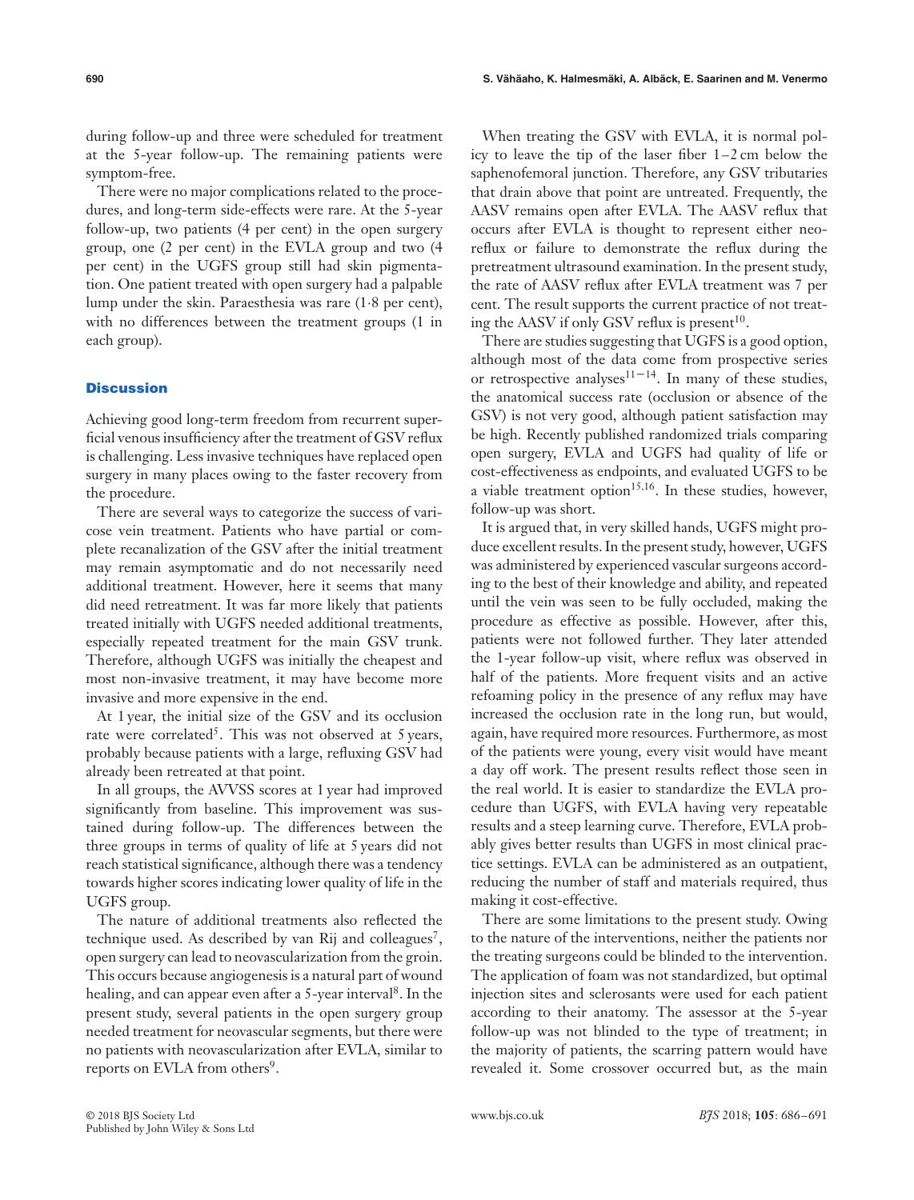during follow-up and three were scheduled for treatment at the 5-year follow-up. The remaining patients were symptom-free.

There were no major complications related to the procedures, and long-term side-effects were rare. At the 5-year follow-up, two patients (4 per cent) in the open surgery group, one (2 per cent) in the EVLA group and two (4 per cent) in the UGFS group still had skin pigmentation. One patient treated with open surgery had a palpable lump under the skin. Paraesthesia was rare (1·8 per cent), with no differences between the treatment groups (1 in each group).

## Discussion

Achieving good long-term freedom from recurrent superficial venous insufficiency after the treatment of GSV reflux is challenging. Less invasive techniques have replaced open surgery in many places owing to the faster recovery from the procedure.

There are several ways to categorize the success of varicose vein treatment. Patients who have partial or complete recanalization of the GSV after the initial treatment may remain asymptomatic and do not necessarily need additional treatment. However, here it seems that many did need retreatment. It was far more likely that patients treated initially with UGFS needed additional treatments, especially repeated treatment for the main GSV trunk. Therefore, although UGFS was initially the cheapest and most non-invasive treatment, it may have become more invasive and more expensive in the end.

At 1 year, the initial size of the GSV and its occlusion rate were correlated[5]. This was not observed at 5 years, probably because patients with a large, refluxing GSV had already been retreated at that point.

In all groups, the AVVSS scores at 1 year had improved significantly from baseline. This improvement was sustained during follow-up. The differences between the three groups in terms of quality of life at 5 years did not reach statistical significance, although there was a tendency towards higher scores indicating lower quality of life in the UGFS group.

The nature of additional treatments also reflected the technique used. As described by van Rij and colleagues[7], open surgery can lead to neovascularization from the groin. This occurs because angiogenesis is a natural part of wound healing, and can appear even after a 5-year interval[8]. In the present study, several patients in the open surgery group needed treatment for neovascular segments, but there were no patients with neovascularization after EVLA, similar to reports on EVLA from others[9].

When treating the GSV with EVLA, it is normal policy to leave the tip of the laser fiber 1–2 cm below the saphenofemoral junction. Therefore, any GSV tributaries that drain above that point are untreated. Frequently, the AASV remains open after EVLA. The AASV reflux that occurs after EVLA is thought to represent either neoreflux or failure to demonstrate the reflux during the pretreatment ultrasound examination. In the present study, the rate of AASV reflux after EVLA treatment was 7 per cent. The result supports the current practice of not treating the AASV if only GSV reflux is present[10].

There are studies suggesting that UGFS is a good option, although most of the data come from prospective series or retrospective analyses[11–14]. In many of these studies, the anatomical success rate (occlusion or absence of the GSV) is not very good, although patient satisfaction may be high. Recently published randomized trials comparing open surgery, EVLA and UGFS had quality of life or cost-effectiveness as endpoints, and evaluated UGFS to be a viable treatment option[15,16]. In these studies, however, follow-up was short.

It is argued that, in very skilled hands, UGFS might produce excellent results. In the present study, however, UGFS was administered by experienced vascular surgeons according to the best of their knowledge and ability, and repeated until the vein was seen to be fully occluded, making the procedure as effective as possible. However, after this, patients were not followed further. They later attended the 1-year follow-up visit, where reflux was observed in half of the patients. More frequent visits and an active refoaming policy in the presence of any reflux may have increased the occlusion rate in the long run, but would, again, have required more resources. Furthermore, as most of the patients were young, every visit would have meant a day off work. The present results reflect those seen in the real world. It is easier to standardize the EVLA procedure than UGFS, with EVLA having very repeatable results and a steep learning curve. Therefore, EVLA probably gives better results than UGFS in most clinical practice settings. EVLA can be administered as an outpatient, reducing the number of staff and materials required, thus making it cost-effective.

There are some limitations to the present study. Owing to the nature of the interventions, neither the patients nor the treating surgeons could be blinded to the intervention. The application of foam was not standardized, but optimal injection sites and sclerosants were used for each patient according to their anatomy. The assessor at the 5-year follow-up was not blinded to the type of treatment; in the majority of patients, the scarring pattern would have revealed it. Some crossover occurred but, as the main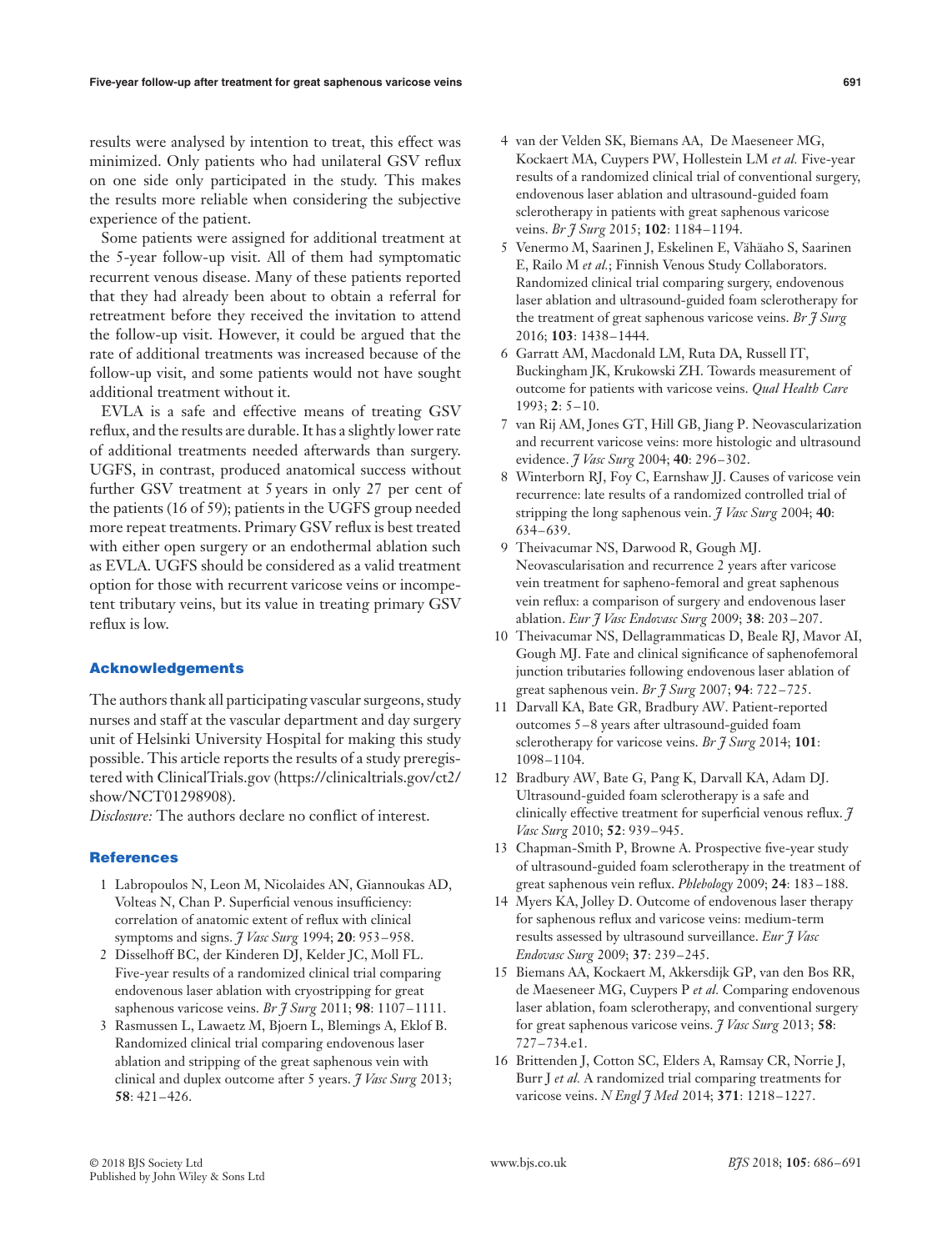results were analysed by intention to treat, this effect was minimized. Only patients who had unilateral GSV reflux on one side only participated in the study. This makes the results more reliable when considering the subjective experience of the patient.

Some patients were assigned for additional treatment at the 5-year follow-up visit. All of them had symptomatic recurrent venous disease. Many of these patients reported that they had already been about to obtain a referral for retreatment before they received the invitation to attend the follow-up visit. However, it could be argued that the rate of additional treatments was increased because of the follow-up visit, and some patients would not have sought additional treatment without it.

EVLA is a safe and effective means of treating GSV reflux, and the results are durable. It has a slightly lower rate of additional treatments needed afterwards than surgery. UGFS, in contrast, produced anatomical success without further GSV treatment at 5 years in only 27 per cent of the patients (16 of 59); patients in the UGFS group needed more repeat treatments. Primary GSV reflux is best treated with either open surgery or an endothermal ablation such as EVLA. UGFS should be considered as a valid treatment option for those with recurrent varicose veins or incompetent tributary veins, but its value in treating primary GSV reflux is low.

## Acknowledgements

The authors thank all participating vascular surgeons, study nurses and staff at the vascular department and day surgery unit of Helsinki University Hospital for making this study possible. This article reports the results of a study preregistered with ClinicalTrials.gov (https://clinicaltrials.gov/ct2/show/NCT01298908).

*Disclosure:* The authors declare no conflict of interest.

## References

1. Labropoulos N, Leon M, Nicolaides AN, Giannoukas AD, Volteas N, Chan P. Superficial venous insufficiency: correlation of anatomic extent of reflux with clinical symptoms and signs. *J Vasc Surg* 1994; **20**: 953–958.
2. Disselhoff BC, der Kinderen DJ, Kelder JC, Moll FL. Five-year results of a randomized clinical trial comparing endovenous laser ablation with cryostripping for great saphenous varicose veins. *Br J Surg* 2011; **98**: 1107–1111.
3. Rasmussen L, Lawaetz M, Bjoern L, Blemings A, Eklof B. Randomized clinical trial comparing endovenous laser ablation and stripping of the great saphenous vein with clinical and duplex outcome after 5 years. *J Vasc Surg* 2013; **58**: 421–426.
4. van der Velden SK, Biemans AA, De Maeseneer MG, Kockaert MA, Cuypers PW, Hollestein LM *et al.* Five-year results of a randomized clinical trial of conventional surgery, endovenous laser ablation and ultrasound-guided foam sclerotherapy in patients with great saphenous varicose veins. *Br J Surg* 2015; **102**: 1184–1194.
5. Venermo M, Saarinen J, Eskelinen E, Vähäaho S, Saarinen E, Railo M *et al.*; Finnish Venous Study Collaborators. Randomized clinical trial comparing surgery, endovenous laser ablation and ultrasound-guided foam sclerotherapy for the treatment of great saphenous varicose veins. *Br J Surg* 2016; **103**: 1438–1444.
6. Garratt AM, Macdonald LM, Ruta DA, Russell IT, Buckingham JK, Krukowski ZH. Towards measurement of outcome for patients with varicose veins. *Qual Health Care* 1993; **2**: 5–10.
7. van Rij AM, Jones GT, Hill GB, Jiang P. Neovascularization and recurrent varicose veins: more histologic and ultrasound evidence. *J Vasc Surg* 2004; **40**: 296–302.
8. Winterborn RJ, Foy C, Earnshaw JJ. Causes of varicose vein recurrence: late results of a randomized controlled trial of stripping the long saphenous vein. *J Vasc Surg* 2004; **40**: 634–639.
9. Theivacumar NS, Darwood R, Gough MJ. Neovascularisation and recurrence 2 years after varicose vein treatment for sapheno-femoral and great saphenous vein reflux: a comparison of surgery and endovenous laser ablation. *Eur J Vasc Endovasc Surg* 2009; **38**: 203–207.
10. Theivacumar NS, Dellagrammaticas D, Beale RJ, Mavor AI, Gough MJ. Fate and clinical significance of saphenofemoral junction tributaries following endovenous laser ablation of great saphenous vein. *Br J Surg* 2007; **94**: 722–725.
11. Darvall KA, Bate GR, Bradbury AW. Patient-reported outcomes 5–8 years after ultrasound-guided foam sclerotherapy for varicose veins. *Br J Surg* 2014; **101**: 1098–1104.
12. Bradbury AW, Bate G, Pang K, Darvall KA, Adam DJ. Ultrasound-guided foam sclerotherapy is a safe and clinically effective treatment for superficial venous reflux. *J Vasc Surg* 2010; **52**: 939–945.
13. Chapman-Smith P, Browne A. Prospective five-year study of ultrasound-guided foam sclerotherapy in the treatment of great saphenous vein reflux. *Phlebology* 2009; **24**: 183–188.
14. Myers KA, Jolley D. Outcome of endovenous laser therapy for saphenous reflux and varicose veins: medium-term results assessed by ultrasound surveillance. *Eur J Vasc Endovasc Surg* 2009; **37**: 239–245.
15. Biemans AA, Kockaert M, Akkersdijk GP, van den Bos RR, de Maeseneer MG, Cuypers P *et al.* Comparing endovenous laser ablation, foam sclerotherapy, and conventional surgery for great saphenous varicose veins. *J Vasc Surg* 2013; **58**: 727–734.e1.
16. Brittenden J, Cotton SC, Elders A, Ramsay CR, Norrie J, Burr J *et al.* A randomized trial comparing treatments for varicose veins. *N Engl J Med* 2014; **371**: 1218–1227.